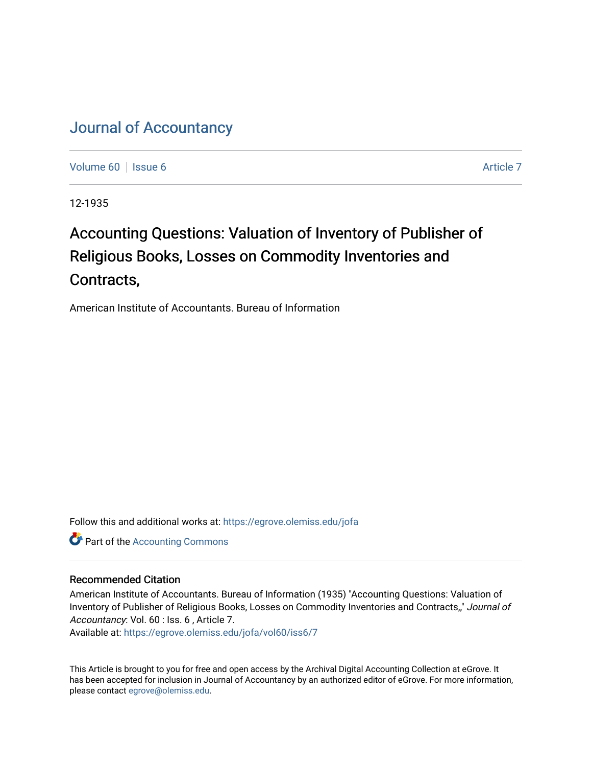# Journal of Accountancy

Volume 60 | Issue 6 | Article 7

12-1935

## Accounting Questions: Valuation of Inventory of Publisher of Religious Books, Losses on Commodity Inventories and Contracts,

American Institute of Accountants. Bureau of Information

Follow this and additional works at: https://egrove.olemiss.edu/jofa

Part of the Accounting Commons

### Recommended Citation

American Institute of Accountants. Bureau of Information (1935) "Accounting Questions: Valuation of Inventory of Publisher of Religious Books, Losses on Commodity Inventories and Contracts,," *Journal of Accountancy*: Vol. 60 : Iss. 6 , Article 7.
Available at: https://egrove.olemiss.edu/jofa/vol60/iss6/7

This Article is brought to you for free and open access by the Archival Digital Accounting Collection at eGrove. It has been accepted for inclusion in Journal of Accountancy by an authorized editor of eGrove. For more information, please contact egrove@olemiss.edu.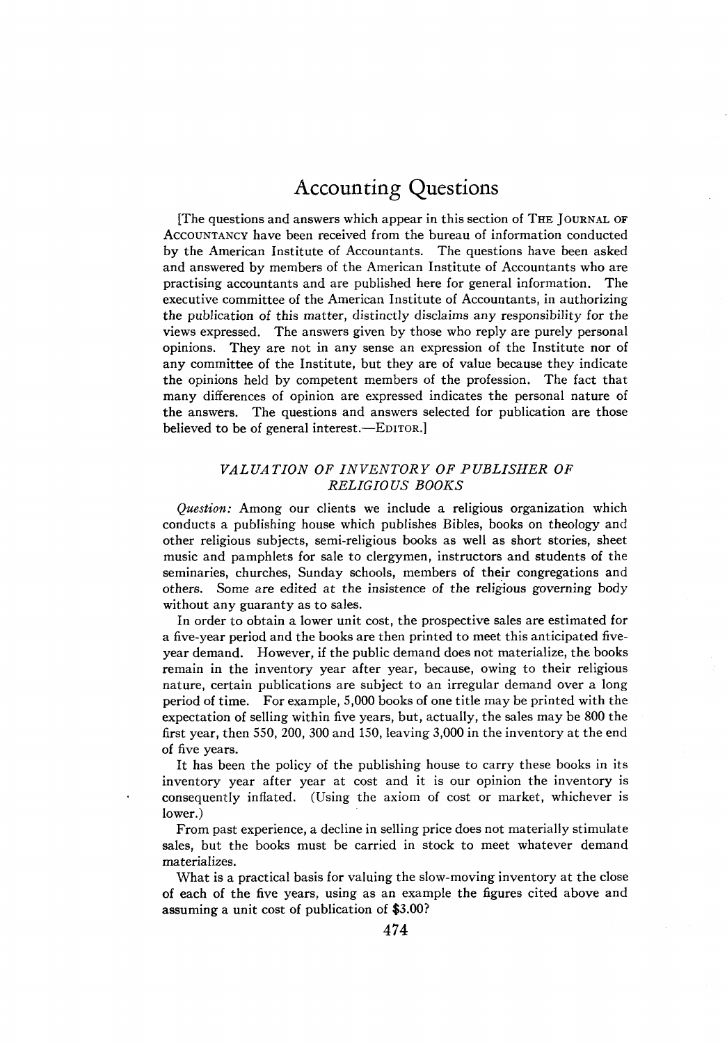# Accounting Questions

[The questions and answers which appear in this section of THE JOURNAL OF ACCOUNTANCY have been received from the bureau of information conducted by the American Institute of Accountants. The questions have been asked and answered by members of the American Institute of Accountants who are practising accountants and are published here for general information. The executive committee of the American Institute of Accountants, in authorizing the publication of this matter, distinctly disclaims any responsibility for the views expressed. The answers given by those who reply are purely personal opinions. They are not in any sense an expression of the Institute nor of any committee of the Institute, but they are of value because they indicate the opinions held by competent members of the profession. The fact that many differences of opinion are expressed indicates the personal nature of the answers. The questions and answers selected for publication are those believed to be of general interest.—EDITOR.]

### *VALUATION OF INVENTORY OF PUBLISHER OF RELIGIOUS BOOKS*

*Question:* Among our clients we include a religious organization which conducts a publishing house which publishes Bibles, books on theology and other religious subjects, semi-religious books as well as short stories, sheet music and pamphlets for sale to clergymen, instructors and students of the seminaries, churches, Sunday schools, members of their congregations and others. Some are edited at the insistence of the religious governing body without any guaranty as to sales.

In order to obtain a lower unit cost, the prospective sales are estimated for a five-year period and the books are then printed to meet this anticipated five-year demand. However, if the public demand does not materialize, the books remain in the inventory year after year, because, owing to their religious nature, certain publications are subject to an irregular demand over a long period of time. For example, 5,000 books of one title may be printed with the expectation of selling within five years, but, actually, the sales may be 800 the first year, then 550, 200, 300 and 150, leaving 3,000 in the inventory at the end of five years.

It has been the policy of the publishing house to carry these books in its inventory year after year at cost and it is our opinion the inventory is consequently inflated. (Using the axiom of cost or market, whichever is lower.)

From past experience, a decline in selling price does not materially stimulate sales, but the books must be carried in stock to meet whatever demand materializes.

What is a practical basis for valuing the slow-moving inventory at the close of each of the five years, using as an example the figures cited above and assuming a unit cost of publication of $3.00?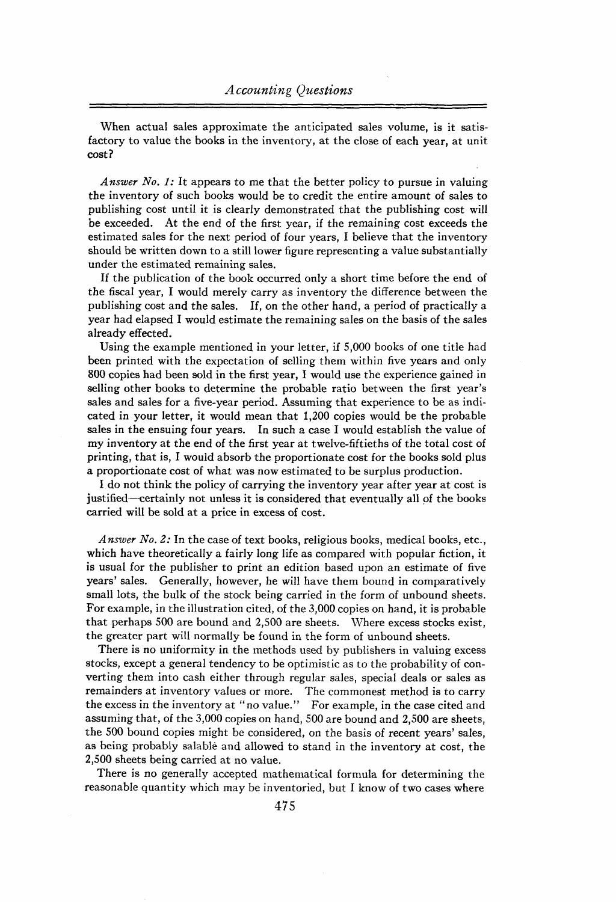When actual sales approximate the anticipated sales volume, is it satisfactory to value the books in the inventory, at the close of each year, at unit cost?

*Answer No. 1:* It appears to me that the better policy to pursue in valuing the inventory of such books would be to credit the entire amount of sales to publishing cost until it is clearly demonstrated that the publishing cost will be exceeded. At the end of the first year, if the remaining cost exceeds the estimated sales for the next period of four years, I believe that the inventory should be written down to a still lower figure representing a value substantially under the estimated remaining sales.

If the publication of the book occurred only a short time before the end of the fiscal year, I would merely carry as inventory the difference between the publishing cost and the sales. If, on the other hand, a period of practically a year had elapsed I would estimate the remaining sales on the basis of the sales already effected.

Using the example mentioned in your letter, if 5,000 books of one title had been printed with the expectation of selling them within five years and only 800 copies had been sold in the first year, I would use the experience gained in selling other books to determine the probable ratio between the first year's sales and sales for a five-year period. Assuming that experience to be as indicated in your letter, it would mean that 1,200 copies would be the probable sales in the ensuing four years. In such a case I would establish the value of my inventory at the end of the first year at twelve-fiftieths of the total cost of printing, that is, I would absorb the proportionate cost for the books sold plus a proportionate cost of what was now estimated to be surplus production.

I do not think the policy of carrying the inventory year after year at cost is justified—certainly not unless it is considered that eventually all of the books carried will be sold at a price in excess of cost.

*Answer No. 2:* In the case of text books, religious books, medical books, etc., which have theoretically a fairly long life as compared with popular fiction, it is usual for the publisher to print an edition based upon an estimate of five years' sales. Generally, however, he will have them bound in comparatively small lots, the bulk of the stock being carried in the form of unbound sheets. For example, in the illustration cited, of the 3,000 copies on hand, it is probable that perhaps 500 are bound and 2,500 are sheets. Where excess stocks exist, the greater part will normally be found in the form of unbound sheets.

There is no uniformity in the methods used by publishers in valuing excess stocks, except a general tendency to be optimistic as to the probability of converting them into cash either through regular sales, special deals or sales as remainders at inventory values or more. The commonest method is to carry the excess in the inventory at "no value." For example, in the case cited and assuming that, of the 3,000 copies on hand, 500 are bound and 2,500 are sheets, the 500 bound copies might be considered, on the basis of recent years' sales, as being probably salable and allowed to stand in the inventory at cost, the 2,500 sheets being carried at no value.

There is no generally accepted mathematical formula for determining the reasonable quantity which may be inventoried, but I know of two cases where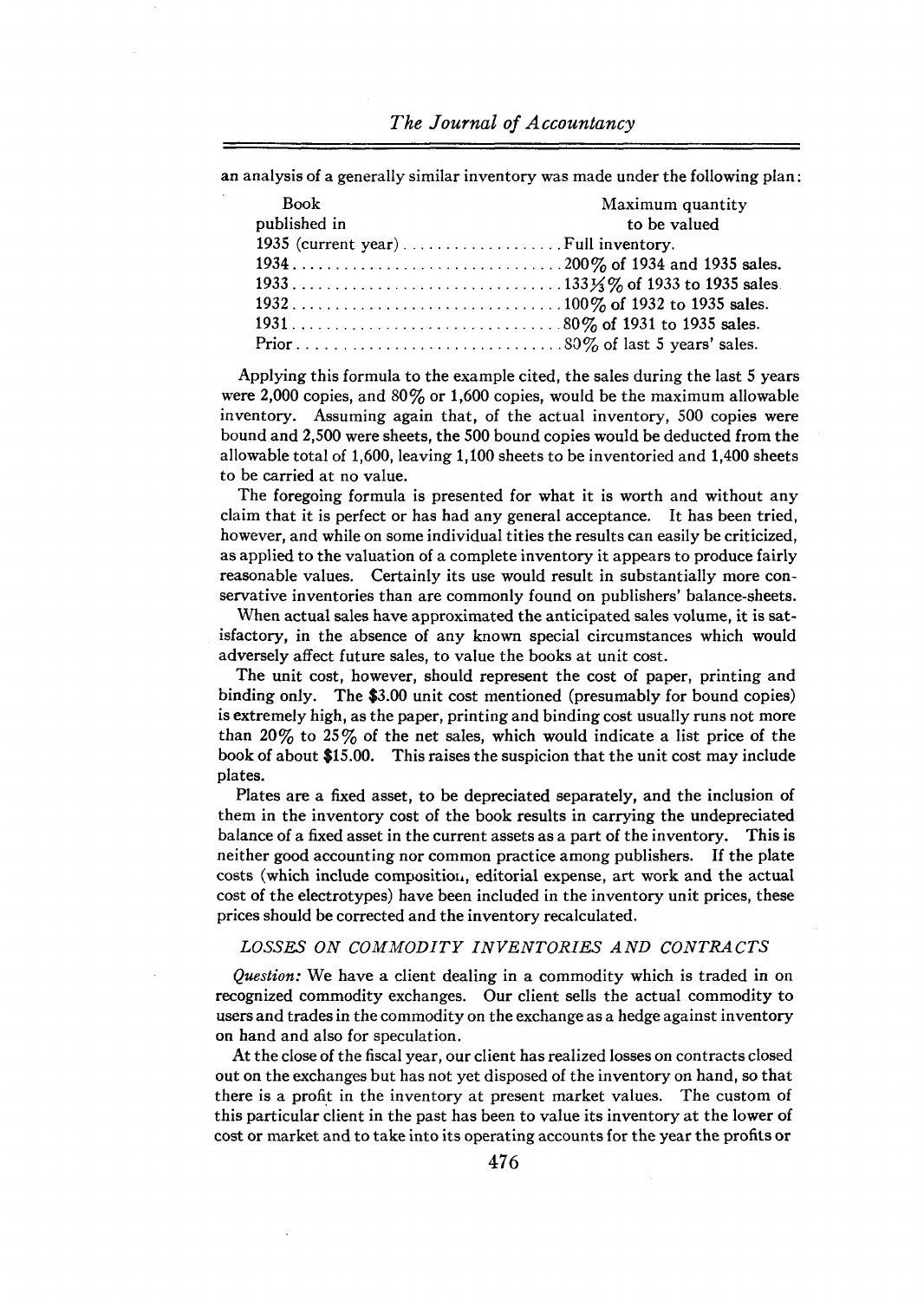an analysis of a generally similar inventory was made under the following plan:

| Book published in | Maximum quantity to be valued |
|---|---|
| 1935 (current year) | Full inventory. |
| 1934 | 200% of 1934 and 1935 sales. |
| 1933 | 133⅓% of 1933 to 1935 sales. |
| 1932 | 100% of 1932 to 1935 sales. |
| 1931 | 80% of 1931 to 1935 sales. |
| Prior | 80% of last 5 years' sales. |

Applying this formula to the example cited, the sales during the last 5 years were 2,000 copies, and 80% or 1,600 copies, would be the maximum allowable inventory. Assuming again that, of the actual inventory, 500 copies were bound and 2,500 were sheets, the 500 bound copies would be deducted from the allowable total of 1,600, leaving 1,100 sheets to be inventoried and 1,400 sheets to be carried at no value.

The foregoing formula is presented for what it is worth and without any claim that it is perfect or has had any general acceptance. It has been tried, however, and while on some individual titles the results can easily be criticized, as applied to the valuation of a complete inventory it appears to produce fairly reasonable values. Certainly its use would result in substantially more conservative inventories than are commonly found on publishers' balance-sheets.

When actual sales have approximated the anticipated sales volume, it is satisfactory, in the absence of any known special circumstances which would adversely affect future sales, to value the books at unit cost.

The unit cost, however, should represent the cost of paper, printing and binding only. The $3.00 unit cost mentioned (presumably for bound copies) is extremely high, as the paper, printing and binding cost usually runs not more than 20% to 25% of the net sales, which would indicate a list price of the book of about $15.00. This raises the suspicion that the unit cost may include plates.

Plates are a fixed asset, to be depreciated separately, and the inclusion of them in the inventory cost of the book results in carrying the undepreciated balance of a fixed asset in the current assets as a part of the inventory. This is neither good accounting nor common practice among publishers. If the plate costs (which include composition, editorial expense, art work and the actual cost of the electrotypes) have been included in the inventory unit prices, these prices should be corrected and the inventory recalculated.

## *LOSSES ON COMMODITY INVENTORIES AND CONTRACTS*

*Question:* We have a client dealing in a commodity which is traded in on recognized commodity exchanges. Our client sells the actual commodity to users and trades in the commodity on the exchange as a hedge against inventory on hand and also for speculation.

At the close of the fiscal year, our client has realized losses on contracts closed out on the exchanges but has not yet disposed of the inventory on hand, so that there is a profit in the inventory at present market values. The custom of this particular client in the past has been to value its inventory at the lower of cost or market and to take into its operating accounts for the year the profits or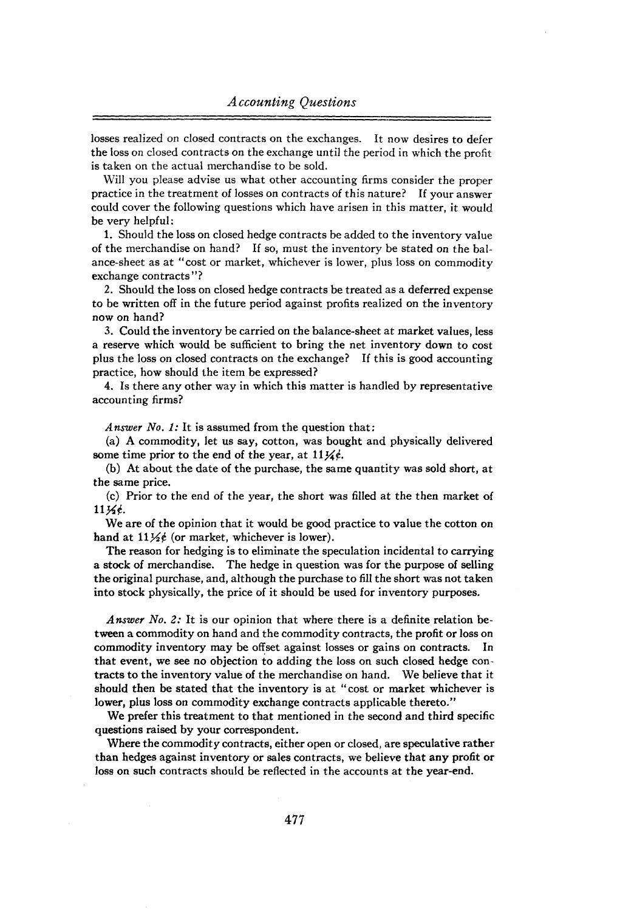losses realized on closed contracts on the exchanges. It now desires to defer the loss on closed contracts on the exchange until the period in which the profit is taken on the actual merchandise to be sold.

Will you please advise us what other accounting firms consider the proper practice in the treatment of losses on contracts of this nature? If your answer could cover the following questions which have arisen in this matter, it would be very helpful:

1. Should the loss on closed hedge contracts be added to the inventory value of the merchandise on hand? If so, must the inventory be stated on the balance-sheet as at "cost or market, whichever is lower, plus loss on commodity exchange contracts"?

2. Should the loss on closed hedge contracts be treated as a deferred expense to be written off in the future period against profits realized on the inventory now on hand?

3. Could the inventory be carried on the balance-sheet at market values, less a reserve which would be sufficient to bring the net inventory down to cost plus the loss on closed contracts on the exchange? If this is good accounting practice, how should the item be expressed?

4. Is there any other way in which this matter is handled by representative accounting firms?

*Answer No. 1:* It is assumed from the question that:

(a) A commodity, let us say, cotton, was bought and physically delivered some time prior to the end of the year, at 11¼¢.

(b) At about the date of the purchase, the same quantity was sold short, at the same price.

(c) Prior to the end of the year, the short was filled at the then market of 11½¢.

We are of the opinion that it would be good practice to value the cotton on hand at 11½¢ (or market, whichever is lower).

The reason for hedging is to eliminate the speculation incidental to carrying a stock of merchandise. The hedge in question was for the purpose of selling the original purchase, and, although the purchase to fill the short was not taken into stock physically, the price of it should be used for inventory purposes.

*Answer No. 2:* It is our opinion that where there is a definite relation between a commodity on hand and the commodity contracts, the profit or loss on commodity inventory may be offset against losses or gains on contracts. In that event, we see no objection to adding the loss on such closed hedge contracts to the inventory value of the merchandise on hand. We believe that it should then be stated that the inventory is at "cost or market whichever is lower, plus loss on commodity exchange contracts applicable thereto."

We prefer this treatment to that mentioned in the second and third specific questions raised by your correspondent.

Where the commodity contracts, either open or closed, are speculative rather than hedges against inventory or sales contracts, we believe that any profit or loss on such contracts should be reflected in the accounts at the year-end.